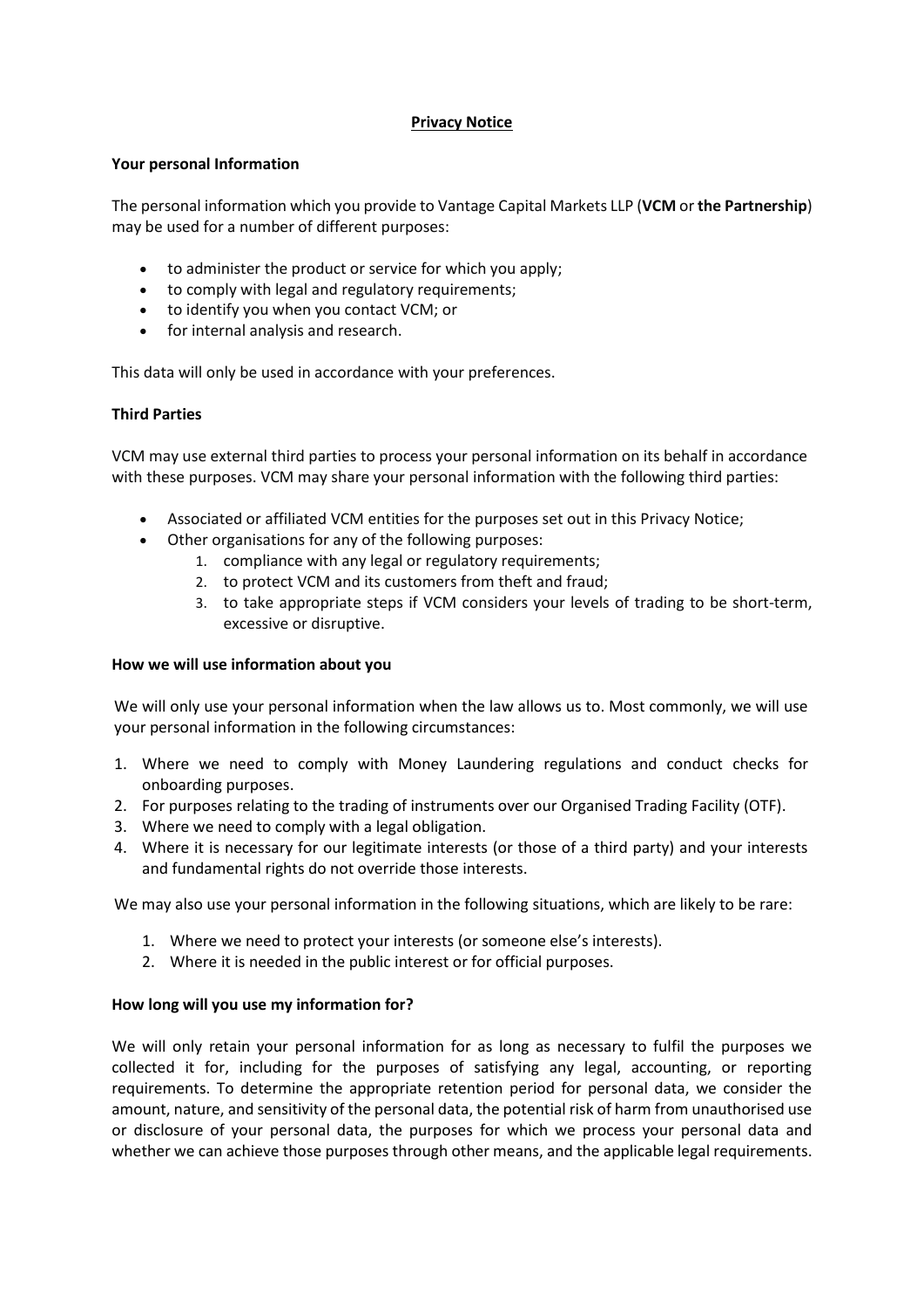# Privacy Notice

**Your personal Information**

The personal information which you provide to Vantage Capital Markets LLP (**VCM** or **the Partnership**) may be used for a number of different purposes:

- to administer the product or service for which you apply;
- to comply with legal and regulatory requirements;
- to identify you when you contact VCM; or
- for internal analysis and research.

This data will only be used in accordance with your preferences.

**Third Parties**

VCM may use external third parties to process your personal information on its behalf in accordance with these purposes. VCM may share your personal information with the following third parties:

- Associated or affiliated VCM entities for the purposes set out in this Privacy Notice;
- Other organisations for any of the following purposes:
    1. compliance with any legal or regulatory requirements;
    2. to protect VCM and its customers from theft and fraud;
    3. to take appropriate steps if VCM considers your levels of trading to be short-term, excessive or disruptive.

**How we will use information about you**

We will only use your personal information when the law allows us to. Most commonly, we will use your personal information in the following circumstances:

1. Where we need to comply with Money Laundering regulations and conduct checks for onboarding purposes.
2. For purposes relating to the trading of instruments over our Organised Trading Facility (OTF).
3. Where we need to comply with a legal obligation.
4. Where it is necessary for our legitimate interests (or those of a third party) and your interests and fundamental rights do not override those interests.

We may also use your personal information in the following situations, which are likely to be rare:

1. Where we need to protect your interests (or someone else's interests).
2. Where it is needed in the public interest or for official purposes.

**How long will you use my information for?**

We will only retain your personal information for as long as necessary to fulfil the purposes we collected it for, including for the purposes of satisfying any legal, accounting, or reporting requirements. To determine the appropriate retention period for personal data, we consider the amount, nature, and sensitivity of the personal data, the potential risk of harm from unauthorised use or disclosure of your personal data, the purposes for which we process your personal data and whether we can achieve those purposes through other means, and the applicable legal requirements.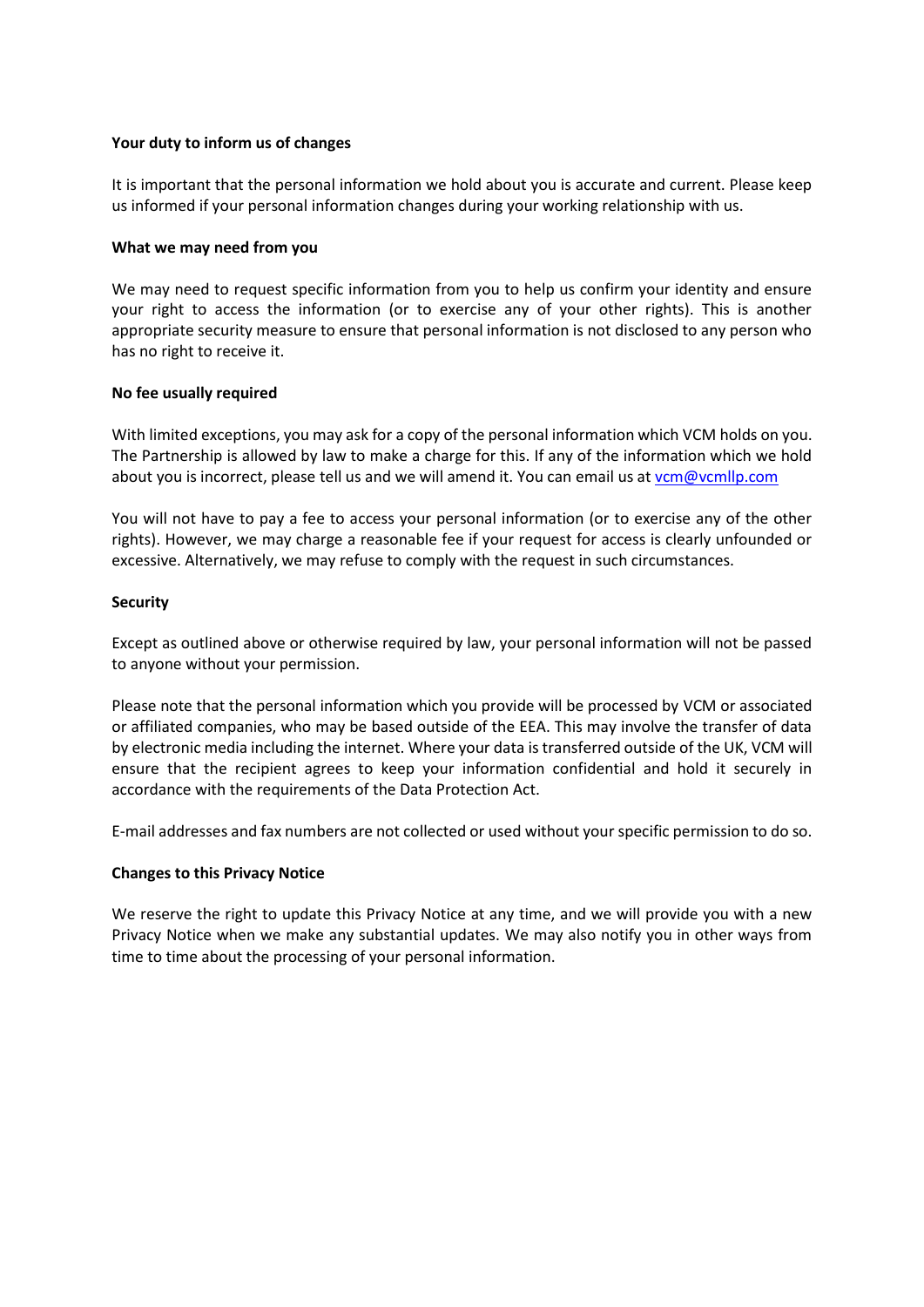**Your duty to inform us of changes**

It is important that the personal information we hold about you is accurate and current. Please keep us informed if your personal information changes during your working relationship with us.

**What we may need from you**

We may need to request specific information from you to help us confirm your identity and ensure your right to access the information (or to exercise any of your other rights). This is another appropriate security measure to ensure that personal information is not disclosed to any person who has no right to receive it.

**No fee usually required**

With limited exceptions, you may ask for a copy of the personal information which VCM holds on you. The Partnership is allowed by law to make a charge for this. If any of the information which we hold about you is incorrect, please tell us and we will amend it. You can email us at [vcm@vcmllp.com](mailto:vcm@vcmllp.com)

You will not have to pay a fee to access your personal information (or to exercise any of the other rights). However, we may charge a reasonable fee if your request for access is clearly unfounded or excessive. Alternatively, we may refuse to comply with the request in such circumstances.

**Security**

Except as outlined above or otherwise required by law, your personal information will not be passed to anyone without your permission.

Please note that the personal information which you provide will be processed by VCM or associated or affiliated companies, who may be based outside of the EEA. This may involve the transfer of data by electronic media including the internet. Where your data is transferred outside of the UK, VCM will ensure that the recipient agrees to keep your information confidential and hold it securely in accordance with the requirements of the Data Protection Act.

E-mail addresses and fax numbers are not collected or used without your specific permission to do so.

**Changes to this Privacy Notice**

We reserve the right to update this Privacy Notice at any time, and we will provide you with a new Privacy Notice when we make any substantial updates. We may also notify you in other ways from time to time about the processing of your personal information.